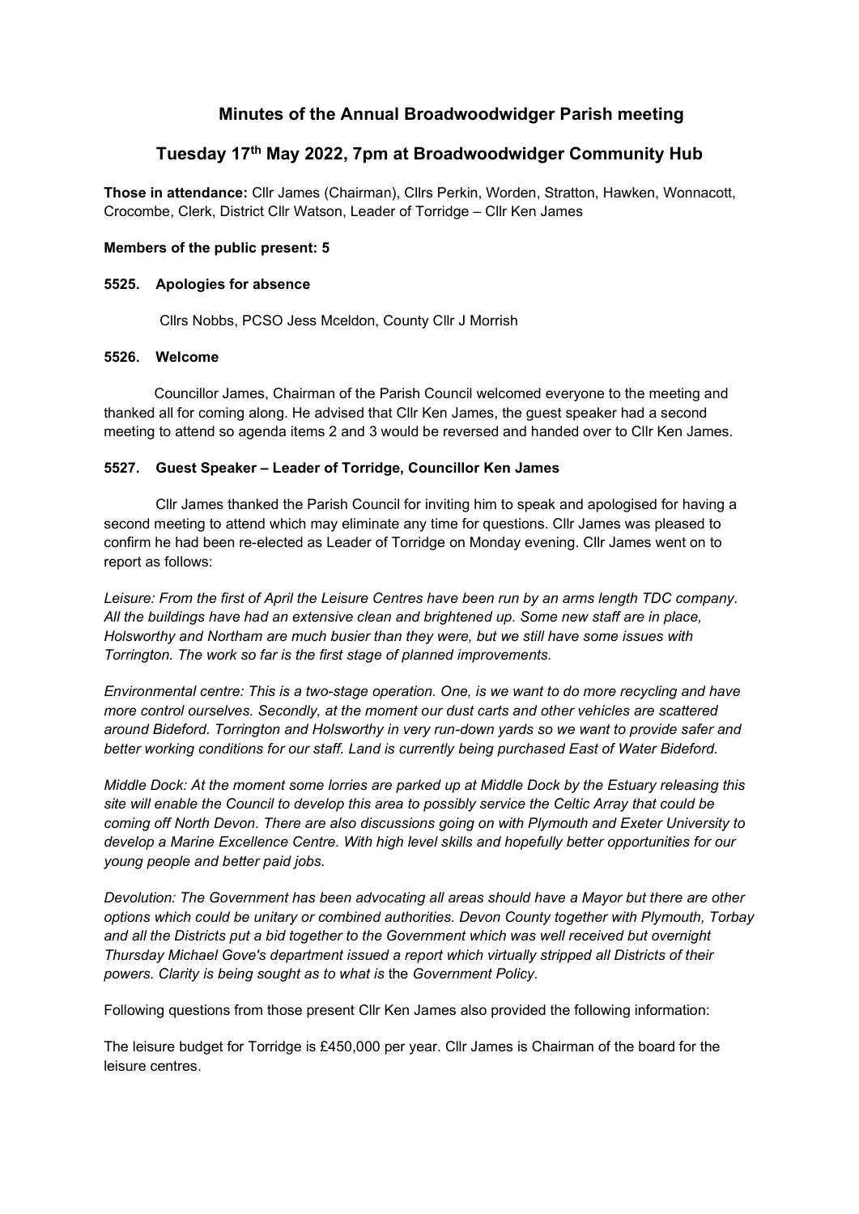# Minutes of the Annual Broadwoodwidger Parish meeting

## Tuesday 17th May 2022, 7pm at Broadwoodwidger Community Hub

**Those in attendance:** Cllr James (Chairman), Cllrs Perkin, Worden, Stratton, Hawken, Wonnacott, Crocombe, Clerk, District Cllr Watson, Leader of Torridge – Cllr Ken James

**Members of the public present: 5**

### 5525. Apologies for absence

Cllrs Nobbs, PCSO Jess Mceldon, County Cllr J Morrish

### 5526. Welcome

Councillor James, Chairman of the Parish Council welcomed everyone to the meeting and thanked all for coming along. He advised that Cllr Ken James, the guest speaker had a second meeting to attend so agenda items 2 and 3 would be reversed and handed over to Cllr Ken James.

### 5527. Guest Speaker – Leader of Torridge, Councillor Ken James

Cllr James thanked the Parish Council for inviting him to speak and apologised for having a second meeting to attend which may eliminate any time for questions. Cllr James was pleased to confirm he had been re-elected as Leader of Torridge on Monday evening. Cllr James went on to report as follows:

*Leisure: From the first of April the Leisure Centres have been run by an arms length TDC company. All the buildings have had an extensive clean and brightened up. Some new staff are in place, Holsworthy and Northam are much busier than they were, but we still have some issues with Torrington. The work so far is the first stage of planned improvements.*

*Environmental centre: This is a two-stage operation. One, is we want to do more recycling and have more control ourselves. Secondly, at the moment our dust carts and other vehicles are scattered around Bideford. Torrington and Holsworthy in very run-down yards so we want to provide safer and better working conditions for our staff. Land is currently being purchased East of Water Bideford.*

*Middle Dock: At the moment some lorries are parked up at Middle Dock by the Estuary releasing this site will enable the Council to develop this area to possibly service the Celtic Array that could be coming off North Devon. There are also discussions going on with Plymouth and Exeter University to develop a Marine Excellence Centre. With high level skills and hopefully better opportunities for our young people and better paid jobs.*

*Devolution: The Government has been advocating all areas should have a Mayor but there are other options which could be unitary or combined authorities. Devon County together with Plymouth, Torbay and all the Districts put a bid together to the Government which was well received but overnight Thursday Michael Gove's department issued a report which virtually stripped all Districts of their powers. Clarity is being sought as to what is* the *Government Policy.*

Following questions from those present Cllr Ken James also provided the following information:

The leisure budget for Torridge is £450,000 per year. Cllr James is Chairman of the board for the leisure centres.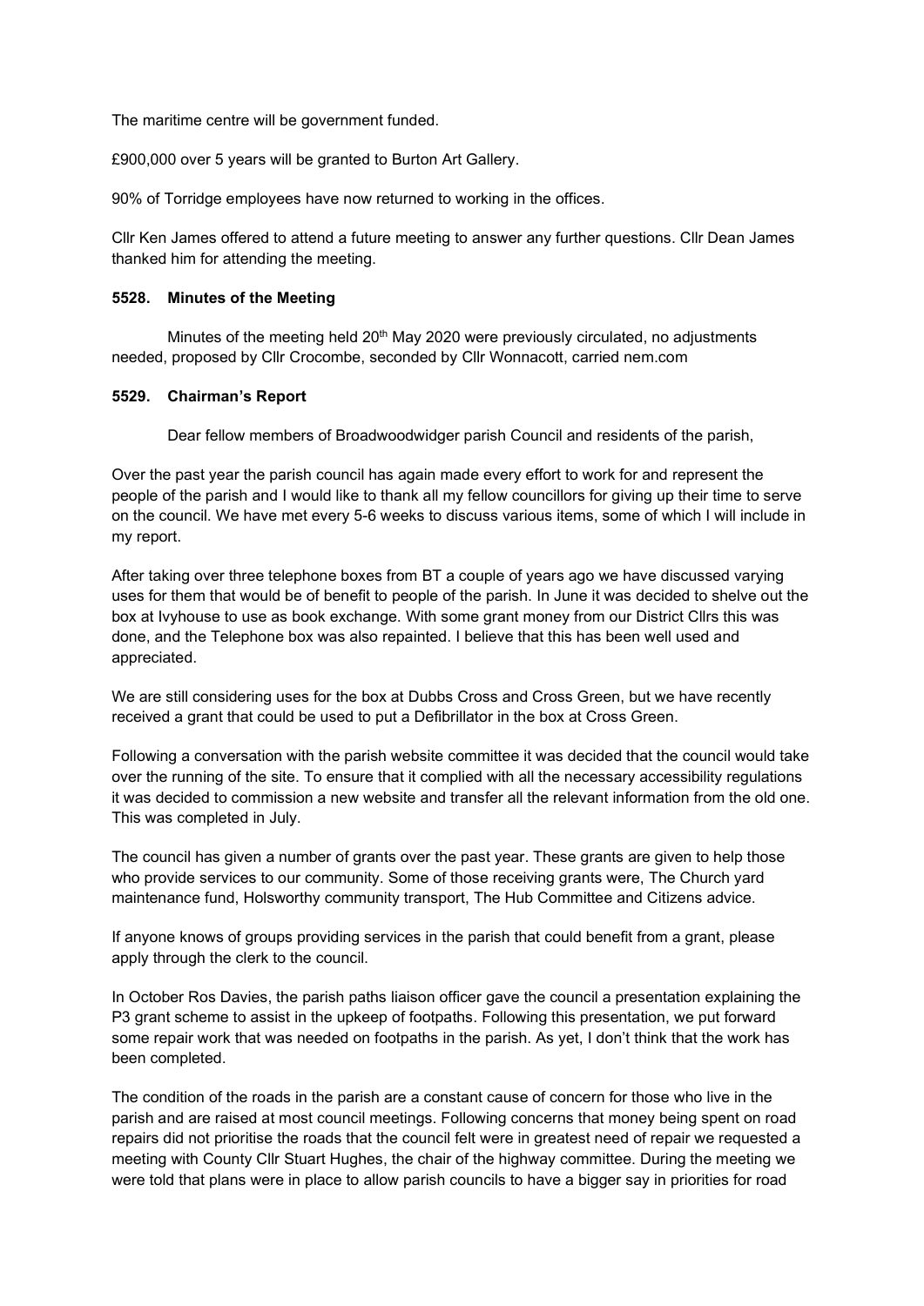The maritime centre will be government funded.

£900,000 over 5 years will be granted to Burton Art Gallery.

90% of Torridge employees have now returned to working in the offices.

Cllr Ken James offered to attend a future meeting to answer any further questions. Cllr Dean James thanked him for attending the meeting.

### 5528. Minutes of the Meeting

Minutes of the meeting held 20th May 2020 were previously circulated, no adjustments needed, proposed by Cllr Crocombe, seconded by Cllr Wonnacott, carried nem.com

### 5529. Chairman's Report

Dear fellow members of Broadwoodwidger parish Council and residents of the parish,

Over the past year the parish council has again made every effort to work for and represent the people of the parish and I would like to thank all my fellow councillors for giving up their time to serve on the council. We have met every 5-6 weeks to discuss various items, some of which I will include in my report.

After taking over three telephone boxes from BT a couple of years ago we have discussed varying uses for them that would be of benefit to people of the parish. In June it was decided to shelve out the box at Ivyhouse to use as book exchange. With some grant money from our District Cllrs this was done, and the Telephone box was also repainted. I believe that this has been well used and appreciated.

We are still considering uses for the box at Dubbs Cross and Cross Green, but we have recently received a grant that could be used to put a Defibrillator in the box at Cross Green.

Following a conversation with the parish website committee it was decided that the council would take over the running of the site. To ensure that it complied with all the necessary accessibility regulations it was decided to commission a new website and transfer all the relevant information from the old one. This was completed in July.

The council has given a number of grants over the past year. These grants are given to help those who provide services to our community. Some of those receiving grants were, The Church yard maintenance fund, Holsworthy community transport, The Hub Committee and Citizens advice.

If anyone knows of groups providing services in the parish that could benefit from a grant, please apply through the clerk to the council.

In October Ros Davies, the parish paths liaison officer gave the council a presentation explaining the P3 grant scheme to assist in the upkeep of footpaths. Following this presentation, we put forward some repair work that was needed on footpaths in the parish. As yet, I don't think that the work has been completed.

The condition of the roads in the parish are a constant cause of concern for those who live in the parish and are raised at most council meetings. Following concerns that money being spent on road repairs did not prioritise the roads that the council felt were in greatest need of repair we requested a meeting with County Cllr Stuart Hughes, the chair of the highway committee. During the meeting we were told that plans were in place to allow parish councils to have a bigger say in priorities for road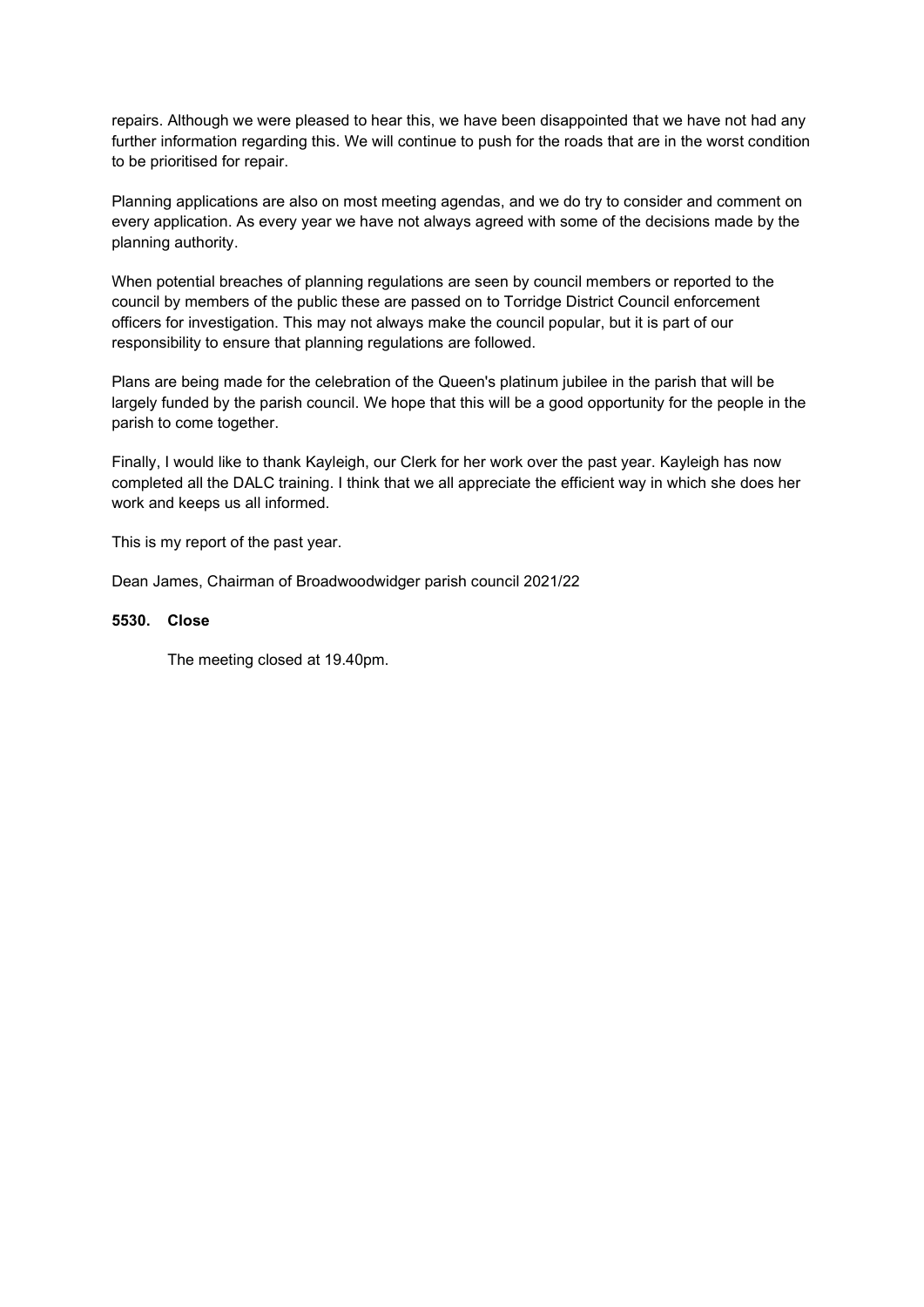repairs. Although we were pleased to hear this, we have been disappointed that we have not had any further information regarding this. We will continue to push for the roads that are in the worst condition to be prioritised for repair.

Planning applications are also on most meeting agendas, and we do try to consider and comment on every application. As every year we have not always agreed with some of the decisions made by the planning authority.

When potential breaches of planning regulations are seen by council members or reported to the council by members of the public these are passed on to Torridge District Council enforcement officers for investigation. This may not always make the council popular, but it is part of our responsibility to ensure that planning regulations are followed.

Plans are being made for the celebration of the Queen's platinum jubilee in the parish that will be largely funded by the parish council. We hope that this will be a good opportunity for the people in the parish to come together.

Finally, I would like to thank Kayleigh, our Clerk for her work over the past year. Kayleigh has now completed all the DALC training. I think that we all appreciate the efficient way in which she does her work and keeps us all informed.

This is my report of the past year.

Dean James, Chairman of Broadwoodwidger parish council 2021/22

**5530. Close**

The meeting closed at 19.40pm.